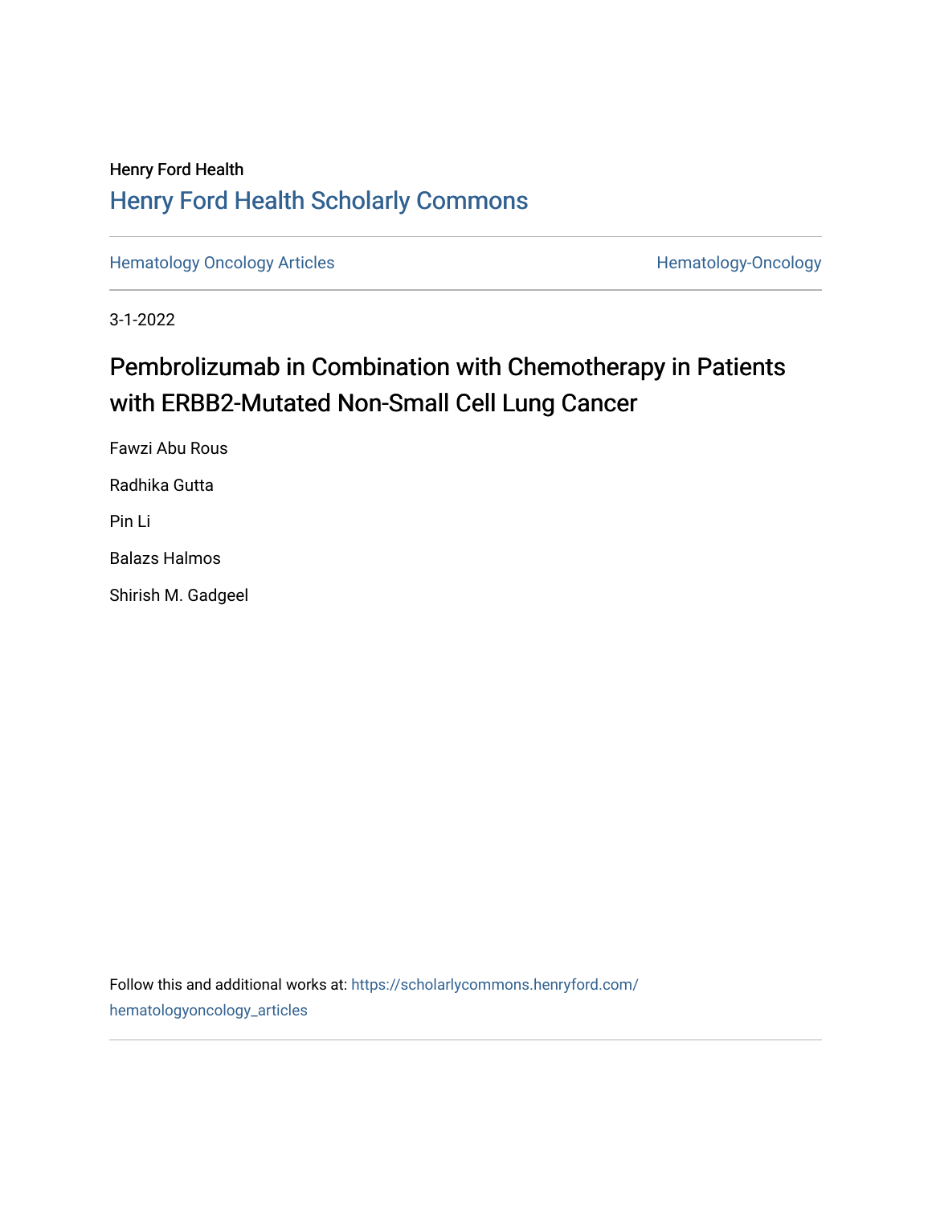Henry Ford Health

## Henry Ford Health Scholarly Commons

Hematology Oncology Articles | Hematology-Oncology

3-1-2022

# Pembrolizumab in Combination with Chemotherapy in Patients with ERBB2-Mutated Non-Small Cell Lung Cancer

Fawzi Abu Rous

Radhika Gutta

Pin Li

Balazs Halmos

Shirish M. Gadgeel

Follow this and additional works at: https://scholarlycommons.henryford.com/hematologyoncology_articles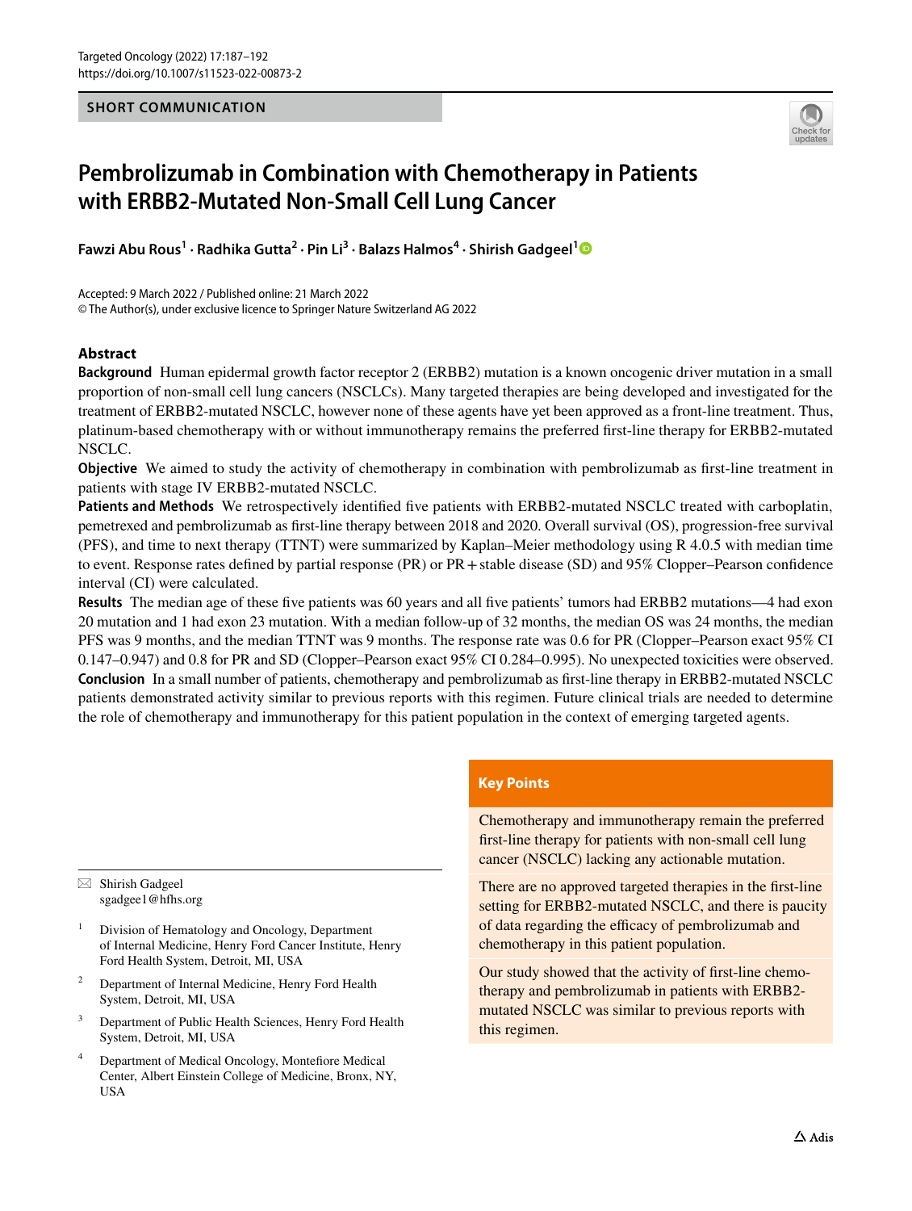**SHORT COMMUNICATION**

# Pembrolizumab in Combination with Chemotherapy in Patients with ERBB2-Mutated Non-Small Cell Lung Cancer

**Fawzi Abu Rous[1] · Radhika Gutta[2] · Pin Li[3] · Balazs Halmos[4] · Shirish Gadgeel[1]**

Accepted: 9 March 2022 / Published online: 21 March 2022
© The Author(s), under exclusive licence to Springer Nature Switzerland AG 2022

## Abstract

**Background** Human epidermal growth factor receptor 2 (ERBB2) mutation is a known oncogenic driver mutation in a small proportion of non-small cell lung cancers (NSCLCs). Many targeted therapies are being developed and investigated for the treatment of ERBB2-mutated NSCLC, however none of these agents have yet been approved as a front-line treatment. Thus, platinum-based chemotherapy with or without immunotherapy remains the preferred first-line therapy for ERBB2-mutated NSCLC.

**Objective** We aimed to study the activity of chemotherapy in combination with pembrolizumab as first-line treatment in patients with stage IV ERBB2-mutated NSCLC.

**Patients and Methods** We retrospectively identified five patients with ERBB2-mutated NSCLC treated with carboplatin, pemetrexed and pembrolizumab as first-line therapy between 2018 and 2020. Overall survival (OS), progression-free survival (PFS), and time to next therapy (TTNT) were summarized by Kaplan–Meier methodology using R 4.0.5 with median time to event. Response rates defined by partial response (PR) or PR + stable disease (SD) and 95% Clopper–Pearson confidence interval (CI) were calculated.

**Results** The median age of these five patients was 60 years and all five patients' tumors had ERBB2 mutations—4 had exon 20 mutation and 1 had exon 23 mutation. With a median follow-up of 32 months, the median OS was 24 months, the median PFS was 9 months, and the median TTNT was 9 months. The response rate was 0.6 for PR (Clopper–Pearson exact 95% CI 0.147–0.947) and 0.8 for PR and SD (Clopper–Pearson exact 95% CI 0.284–0.995). No unexpected toxicities were observed.

**Conclusion** In a small number of patients, chemotherapy and pembrolizumab as first-line therapy in ERBB2-mutated NSCLC patients demonstrated activity similar to previous reports with this regimen. Future clinical trials are needed to determine the role of chemotherapy and immunotherapy for this patient population in the context of emerging targeted agents.

### Key Points

Chemotherapy and immunotherapy remain the preferred first-line therapy for patients with non-small cell lung cancer (NSCLC) lacking any actionable mutation.

There are no approved targeted therapies in the first-line setting for ERBB2-mutated NSCLC, and there is paucity of data regarding the efficacy of pembrolizumab and chemotherapy in this patient population.

Our study showed that the activity of first-line chemotherapy and pembrolizumab in patients with ERBB2-mutated NSCLC was similar to previous reports with this regimen.

---

✉ Shirish Gadgeel
sgadgee1@hfhs.org

[1] Division of Hematology and Oncology, Department of Internal Medicine, Henry Ford Cancer Institute, Henry Ford Health System, Detroit, MI, USA

[2] Department of Internal Medicine, Henry Ford Health System, Detroit, MI, USA

[3] Department of Public Health Sciences, Henry Ford Health System, Detroit, MI, USA

[4] Department of Medical Oncology, Montefiore Medical Center, Albert Einstein College of Medicine, Bronx, NY, USA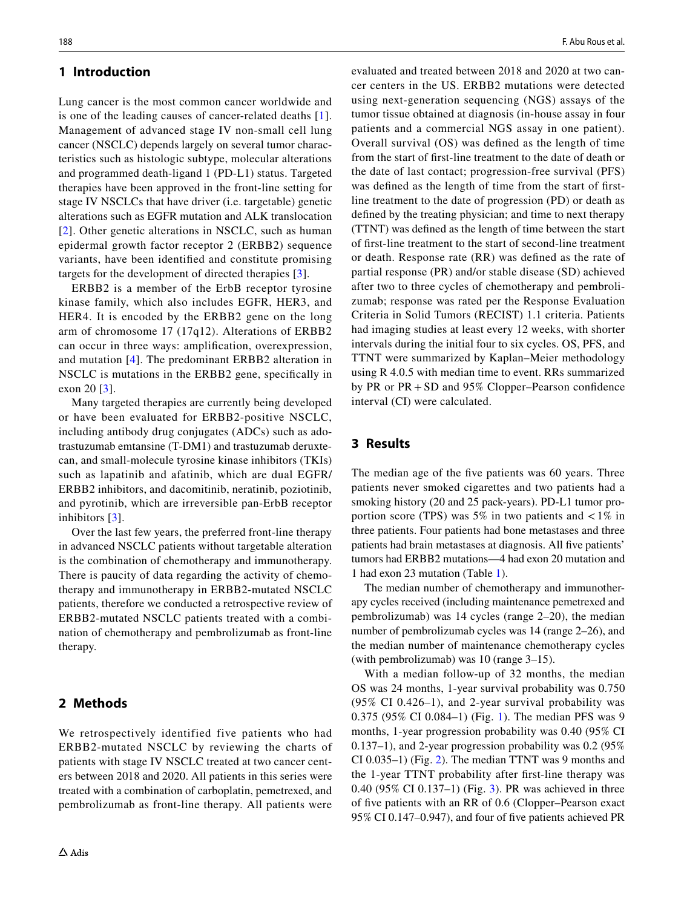## 1 Introduction

Lung cancer is the most common cancer worldwide and is one of the leading causes of cancer-related deaths [1]. Management of advanced stage IV non-small cell lung cancer (NSCLC) depends largely on several tumor characteristics such as histologic subtype, molecular alterations and programmed death-ligand 1 (PD-L1) status. Targeted therapies have been approved in the front-line setting for stage IV NSCLCs that have driver (i.e. targetable) genetic alterations such as EGFR mutation and ALK translocation [2]. Other genetic alterations in NSCLC, such as human epidermal growth factor receptor 2 (ERBB2) sequence variants, have been identified and constitute promising targets for the development of directed therapies [3].

ERBB2 is a member of the ErbB receptor tyrosine kinase family, which also includes EGFR, HER3, and HER4. It is encoded by the ERBB2 gene on the long arm of chromosome 17 (17q12). Alterations of ERBB2 can occur in three ways: amplification, overexpression, and mutation [4]. The predominant ERBB2 alteration in NSCLC is mutations in the ERBB2 gene, specifically in exon 20 [3].

Many targeted therapies are currently being developed or have been evaluated for ERBB2-positive NSCLC, including antibody drug conjugates (ADCs) such as ado-trastuzumab emtansine (T-DM1) and trastuzumab deruxtecan, and small-molecule tyrosine kinase inhibitors (TKIs) such as lapatinib and afatinib, which are dual EGFR/ERBB2 inhibitors, and dacomitinib, neratinib, poziotinib, and pyrotinib, which are irreversible pan-ErbB receptor inhibitors [3].

Over the last few years, the preferred front-line therapy in advanced NSCLC patients without targetable alteration is the combination of chemotherapy and immunotherapy. There is paucity of data regarding the activity of chemotherapy and immunotherapy in ERBB2-mutated NSCLC patients, therefore we conducted a retrospective review of ERBB2-mutated NSCLC patients treated with a combination of chemotherapy and pembrolizumab as front-line therapy.

## 2 Methods

We retrospectively identified five patients who had ERBB2-mutated NSCLC by reviewing the charts of patients with stage IV NSCLC treated at two cancer centers between 2018 and 2020. All patients in this series were treated with a combination of carboplatin, pemetrexed, and pembrolizumab as front-line therapy. All patients were evaluated and treated between 2018 and 2020 at two cancer centers in the US. ERBB2 mutations were detected using next-generation sequencing (NGS) assays of the tumor tissue obtained at diagnosis (in-house assay in four patients and a commercial NGS assay in one patient). Overall survival (OS) was defined as the length of time from the start of first-line treatment to the date of death or the date of last contact; progression-free survival (PFS) was defined as the length of time from the start of first-line treatment to the date of progression (PD) or death as defined by the treating physician; and time to next therapy (TTNT) was defined as the length of time between the start of first-line treatment to the start of second-line treatment or death. Response rate (RR) was defined as the rate of partial response (PR) and/or stable disease (SD) achieved after two to three cycles of chemotherapy and pembrolizumab; response was rated per the Response Evaluation Criteria in Solid Tumors (RECIST) 1.1 criteria. Patients had imaging studies at least every 12 weeks, with shorter intervals during the initial four to six cycles. OS, PFS, and TTNT were summarized by Kaplan–Meier methodology using R 4.0.5 with median time to event. RRs summarized by PR or PR + SD and 95% Clopper–Pearson confidence interval (CI) were calculated.

## 3 Results

The median age of the five patients was 60 years. Three patients never smoked cigarettes and two patients had a smoking history (20 and 25 pack-years). PD-L1 tumor proportion score (TPS) was 5% in two patients and < 1% in three patients. Four patients had bone metastases and three patients had brain metastases at diagnosis. All five patients' tumors had ERBB2 mutations—4 had exon 20 mutation and 1 had exon 23 mutation (Table 1).

The median number of chemotherapy and immunotherapy cycles received (including maintenance pemetrexed and pembrolizumab) was 14 cycles (range 2–20), the median number of pembrolizumab cycles was 14 (range 2–26), and the median number of maintenance chemotherapy cycles (with pembrolizumab) was 10 (range 3–15).

With a median follow-up of 32 months, the median OS was 24 months, 1-year survival probability was 0.750 (95% CI 0.426–1), and 2-year survival probability was 0.375 (95% CI 0.084–1) (Fig. 1). The median PFS was 9 months, 1-year progression probability was 0.40 (95% CI 0.137–1), and 2-year progression probability was 0.2 (95% CI 0.035–1) (Fig. 2). The median TTNT was 9 months and the 1-year TTNT probability after first-line therapy was 0.40 (95% CI 0.137–1) (Fig. 3). PR was achieved in three of five patients with an RR of 0.6 (Clopper–Pearson exact 95% CI 0.147–0.947), and four of five patients achieved PR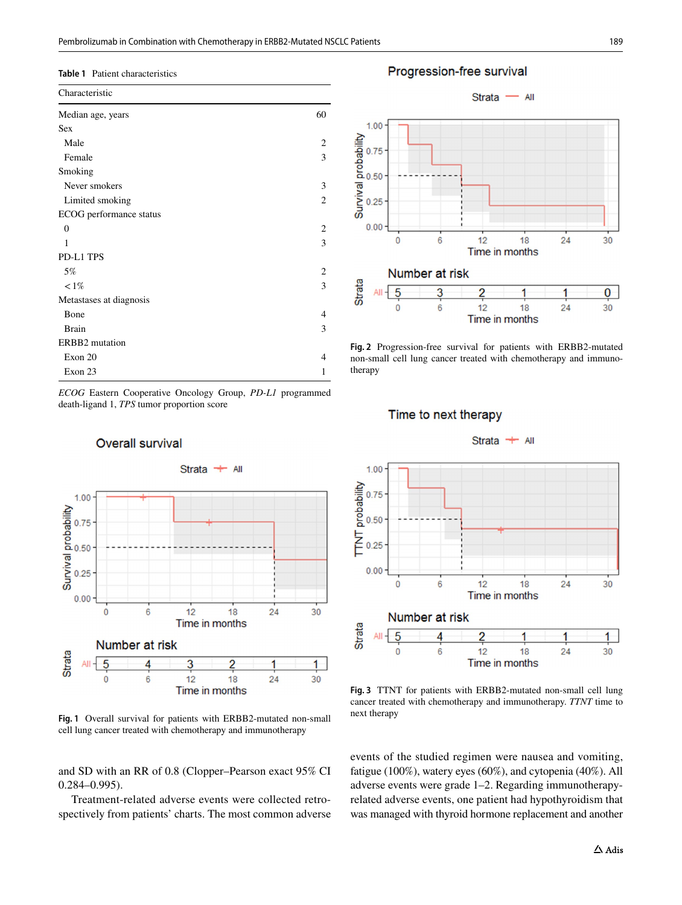**Table 1** Patient characteristics

| Characteristic | |
|---|---|
| Median age, years | 60 |
| Sex | |
| Male | 2 |
| Female | 3 |
| Smoking | |
| Never smokers | 3 |
| Limited smoking | 2 |
| ECOG performance status | |
| 0 | 2 |
| 1 | 3 |
| PD-L1 TPS | |
| 5% | 2 |
| < 1% | 3 |
| Metastases at diagnosis | |
| Bone | 4 |
| Brain | 3 |
| ERBB2 mutation | |
| Exon 20 | 4 |
| Exon 23 | 1 |

*ECOG* Eastern Cooperative Oncology Group, *PD-L1* programmed death-ligand 1, *TPS* tumor proportion score

**Fig. 1** Overall survival for patients with ERBB2-mutated non-small cell lung cancer treated with chemotherapy and immunotherapy

**Fig. 2** Progression-free survival for patients with ERBB2-mutated non-small cell lung cancer treated with chemotherapy and immunotherapy

**Fig. 3** TTNT for patients with ERBB2-mutated non-small cell lung cancer treated with chemotherapy and immunotherapy. *TTNT* time to next therapy

and SD with an RR of 0.8 (Clopper–Pearson exact 95% CI 0.284–0.995).

Treatment-related adverse events were collected retrospectively from patients' charts. The most common adverse events of the studied regimen were nausea and vomiting, fatigue (100%), watery eyes (60%), and cytopenia (40%). All adverse events were grade 1–2. Regarding immunotherapy-related adverse events, one patient had hypothyroidism that was managed with thyroid hormone replacement and another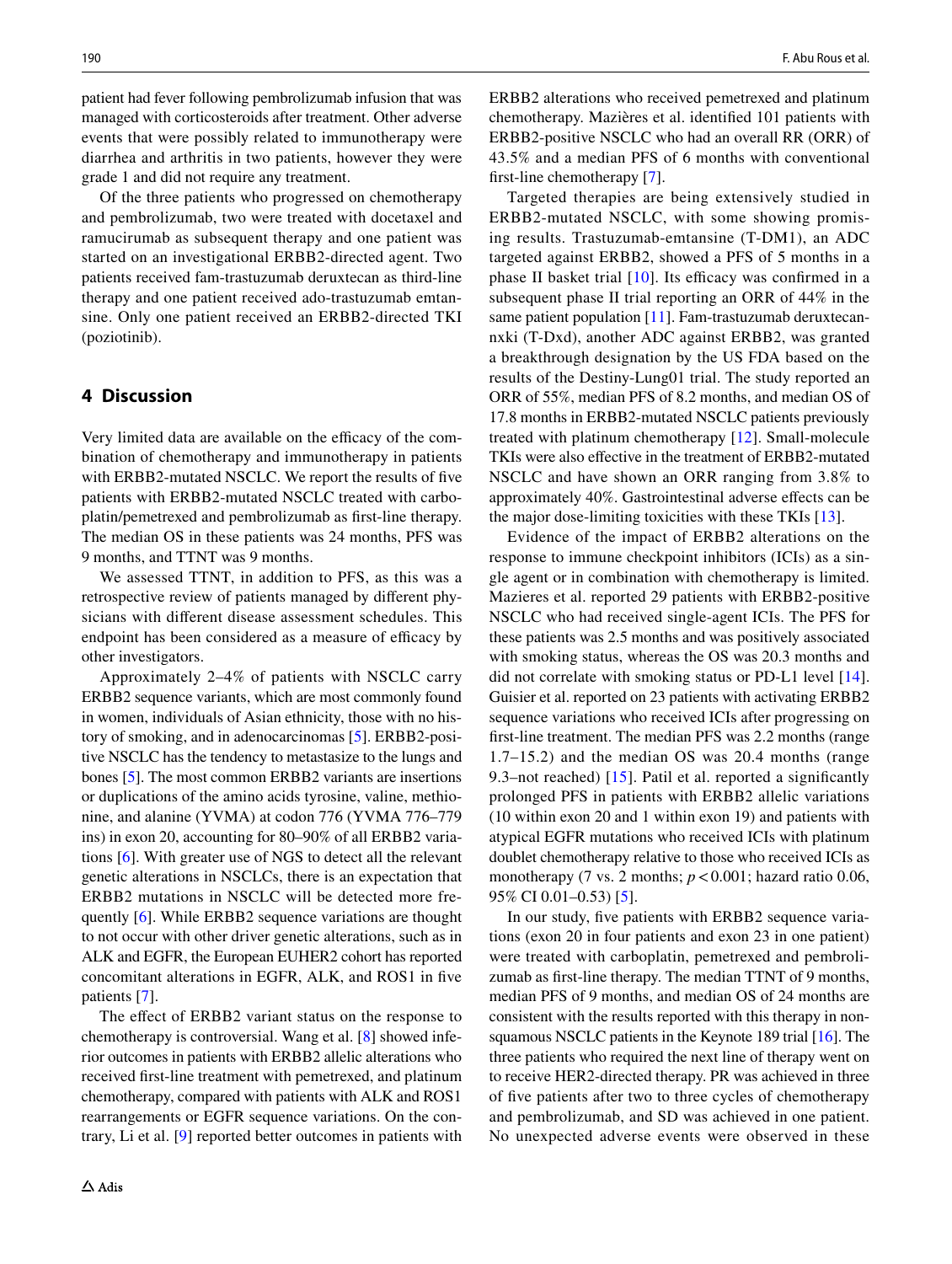patient had fever following pembrolizumab infusion that was managed with corticosteroids after treatment. Other adverse events that were possibly related to immunotherapy were diarrhea and arthritis in two patients, however they were grade 1 and did not require any treatment.

Of the three patients who progressed on chemotherapy and pembrolizumab, two were treated with docetaxel and ramucirumab as subsequent therapy and one patient was started on an investigational ERBB2-directed agent. Two patients received fam-trastuzumab deruxtecan as third-line therapy and one patient received ado-trastuzumab emtansine. Only one patient received an ERBB2-directed TKI (poziotinib).

## 4 Discussion

Very limited data are available on the efficacy of the combination of chemotherapy and immunotherapy in patients with ERBB2-mutated NSCLC. We report the results of five patients with ERBB2-mutated NSCLC treated with carboplatin/pemetrexed and pembrolizumab as first-line therapy. The median OS in these patients was 24 months, PFS was 9 months, and TTNT was 9 months.

We assessed TTNT, in addition to PFS, as this was a retrospective review of patients managed by different physicians with different disease assessment schedules. This endpoint has been considered as a measure of efficacy by other investigators.

Approximately 2–4% of patients with NSCLC carry ERBB2 sequence variants, which are most commonly found in women, individuals of Asian ethnicity, those with no history of smoking, and in adenocarcinomas [5]. ERBB2-positive NSCLC has the tendency to metastasize to the lungs and bones [5]. The most common ERBB2 variants are insertions or duplications of the amino acids tyrosine, valine, methionine, and alanine (YVMA) at codon 776 (YVMA 776–779 ins) in exon 20, accounting for 80–90% of all ERBB2 variations [6]. With greater use of NGS to detect all the relevant genetic alterations in NSCLCs, there is an expectation that ERBB2 mutations in NSCLC will be detected more frequently [6]. While ERBB2 sequence variations are thought to not occur with other driver genetic alterations, such as in ALK and EGFR, the European EUHER2 cohort has reported concomitant alterations in EGFR, ALK, and ROS1 in five patients [7].

The effect of ERBB2 variant status on the response to chemotherapy is controversial. Wang et al. [8] showed inferior outcomes in patients with ERBB2 allelic alterations who received first-line treatment with pemetrexed, and platinum chemotherapy, compared with patients with ALK and ROS1 rearrangements or EGFR sequence variations. On the contrary, Li et al. [9] reported better outcomes in patients with ERBB2 alterations who received pemetrexed and platinum chemotherapy. Mazières et al. identified 101 patients with ERBB2-positive NSCLC who had an overall RR (ORR) of 43.5% and a median PFS of 6 months with conventional first-line chemotherapy [7].

Targeted therapies are being extensively studied in ERBB2-mutated NSCLC, with some showing promising results. Trastuzumab-emtansine (T-DM1), an ADC targeted against ERBB2, showed a PFS of 5 months in a phase II basket trial [10]. Its efficacy was confirmed in a subsequent phase II trial reporting an ORR of 44% in the same patient population [11]. Fam-trastuzumab deruxtecan-nxki (T-Dxd), another ADC against ERBB2, was granted a breakthrough designation by the US FDA based on the results of the Destiny-Lung01 trial. The study reported an ORR of 55%, median PFS of 8.2 months, and median OS of 17.8 months in ERBB2-mutated NSCLC patients previously treated with platinum chemotherapy [12]. Small-molecule TKIs were also effective in the treatment of ERBB2-mutated NSCLC and have shown an ORR ranging from 3.8% to approximately 40%. Gastrointestinal adverse effects can be the major dose-limiting toxicities with these TKIs [13].

Evidence of the impact of ERBB2 alterations on the response to immune checkpoint inhibitors (ICIs) as a single agent or in combination with chemotherapy is limited. Mazieres et al. reported 29 patients with ERBB2-positive NSCLC who had received single-agent ICIs. The PFS for these patients was 2.5 months and was positively associated with smoking status, whereas the OS was 20.3 months and did not correlate with smoking status or PD-L1 level [14]. Guisier et al. reported on 23 patients with activating ERBB2 sequence variations who received ICIs after progressing on first-line treatment. The median PFS was 2.2 months (range 1.7–15.2) and the median OS was 20.4 months (range 9.3–not reached) [15]. Patil et al. reported a significantly prolonged PFS in patients with ERBB2 allelic variations (10 within exon 20 and 1 within exon 19) and patients with atypical EGFR mutations who received ICIs with platinum doublet chemotherapy relative to those who received ICIs as monotherapy (7 vs. 2 months; $p < 0.001$; hazard ratio 0.06, 95% CI 0.01–0.53) [5].

In our study, five patients with ERBB2 sequence variations (exon 20 in four patients and exon 23 in one patient) were treated with carboplatin, pemetrexed and pembrolizumab as first-line therapy. The median TTNT of 9 months, median PFS of 9 months, and median OS of 24 months are consistent with the results reported with this therapy in non-squamous NSCLC patients in the Keynote 189 trial [16]. The three patients who required the next line of therapy went on to receive HER2-directed therapy. PR was achieved in three of five patients after two to three cycles of chemotherapy and pembrolizumab, and SD was achieved in one patient. No unexpected adverse events were observed in these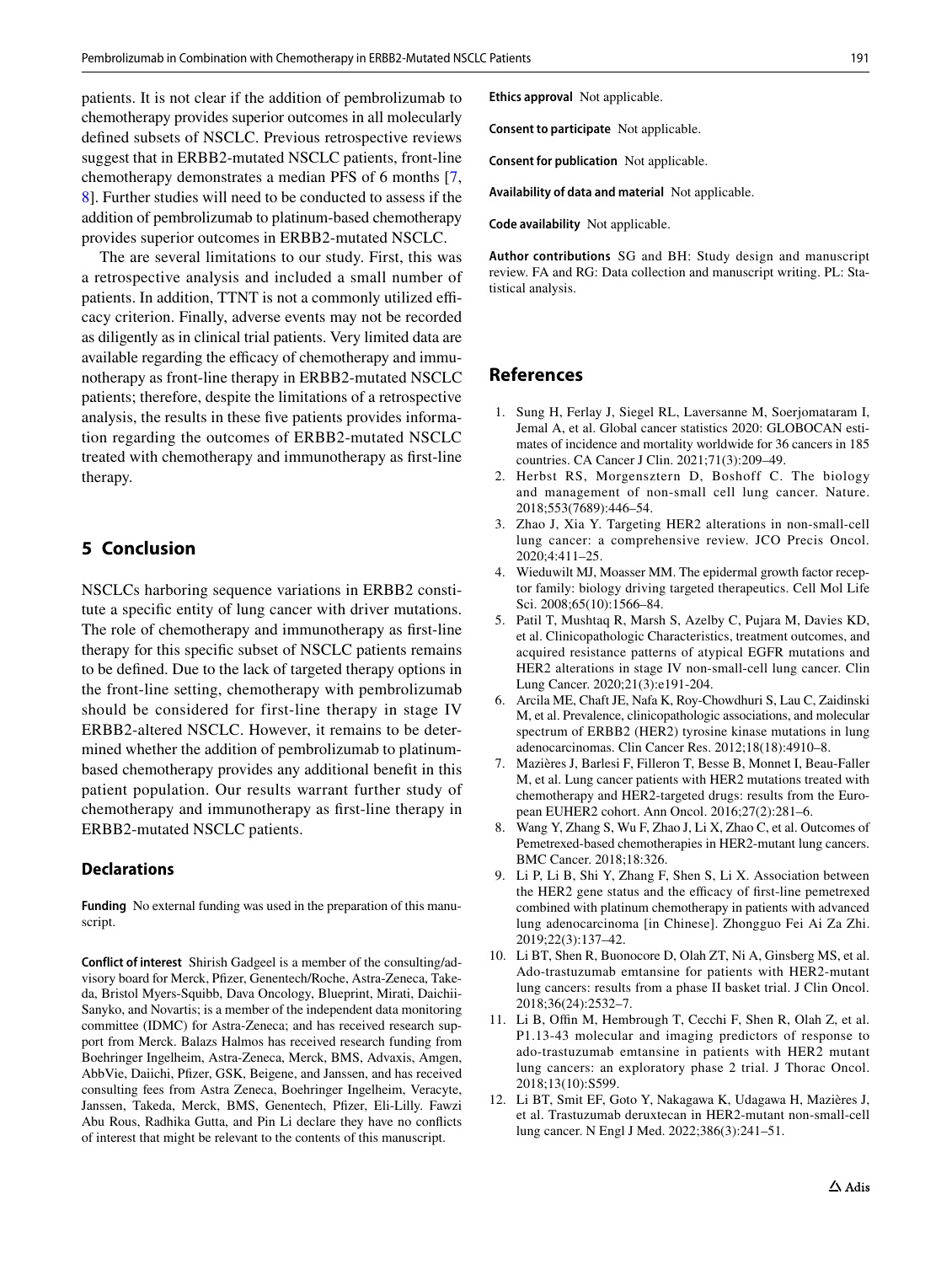patients. It is not clear if the addition of pembrolizumab to chemotherapy provides superior outcomes in all molecularly defined subsets of NSCLC. Previous retrospective reviews suggest that in ERBB2-mutated NSCLC patients, front-line chemotherapy demonstrates a median PFS of 6 months [7, 8]. Further studies will need to be conducted to assess if the addition of pembrolizumab to platinum-based chemotherapy provides superior outcomes in ERBB2-mutated NSCLC.

The are several limitations to our study. First, this was a retrospective analysis and included a small number of patients. In addition, TTNT is not a commonly utilized efficacy criterion. Finally, adverse events may not be recorded as diligently as in clinical trial patients. Very limited data are available regarding the efficacy of chemotherapy and immunotherapy as front-line therapy in ERBB2-mutated NSCLC patients; therefore, despite the limitations of a retrospective analysis, the results in these five patients provides information regarding the outcomes of ERBB2-mutated NSCLC treated with chemotherapy and immunotherapy as first-line therapy.

## 5 Conclusion

NSCLCs harboring sequence variations in ERBB2 constitute a specific entity of lung cancer with driver mutations. The role of chemotherapy and immunotherapy as first-line therapy for this specific subset of NSCLC patients remains to be defined. Due to the lack of targeted therapy options in the front-line setting, chemotherapy with pembrolizumab should be considered for first-line therapy in stage IV ERBB2-altered NSCLC. However, it remains to be determined whether the addition of pembrolizumab to platinum-based chemotherapy provides any additional benefit in this patient population. Our results warrant further study of chemotherapy and immunotherapy as first-line therapy in ERBB2-mutated NSCLC patients.

### Declarations

**Funding** No external funding was used in the preparation of this manuscript.

**Conflict of interest** Shirish Gadgeel is a member of the consulting/advisory board for Merck, Pfizer, Genentech/Roche, Astra-Zeneca, Takeda, Bristol Myers-Squibb, Dava Oncology, Blueprint, Mirati, Daichii-Sanyko, and Novartis; is a member of the independent data monitoring committee (IDMC) for Astra-Zeneca; and has received research support from Merck. Balazs Halmos has received research funding from Boehringer Ingelheim, Astra-Zeneca, Merck, BMS, Advaxis, Amgen, AbbVie, Daiichi, Pfizer, GSK, Beigene, and Janssen, and has received consulting fees from Astra Zeneca, Boehringer Ingelheim, Veracyte, Janssen, Takeda, Merck, BMS, Genentech, Pfizer, Eli-Lilly. Fawzi Abu Rous, Radhika Gutta, and Pin Li declare they have no conflicts of interest that might be relevant to the contents of this manuscript.

**Ethics approval** Not applicable.

**Consent to participate** Not applicable.

**Consent for publication** Not applicable.

**Availability of data and material** Not applicable.

**Code availability** Not applicable.

**Author contributions** SG and BH: Study design and manuscript review. FA and RG: Data collection and manuscript writing. PL: Statistical analysis.

## References

1. Sung H, Ferlay J, Siegel RL, Laversanne M, Soerjomataram I, Jemal A, et al. Global cancer statistics 2020: GLOBOCAN estimates of incidence and mortality worldwide for 36 cancers in 185 countries. CA Cancer J Clin. 2021;71(3):209–49.
2. Herbst RS, Morgensztern D, Boshoff C. The biology and management of non-small cell lung cancer. Nature. 2018;553(7689):446–54.
3. Zhao J, Xia Y. Targeting HER2 alterations in non-small-cell lung cancer: a comprehensive review. JCO Precis Oncol. 2020;4:411–25.
4. Wieduwilt MJ, Moasser MM. The epidermal growth factor receptor family: biology driving targeted therapeutics. Cell Mol Life Sci. 2008;65(10):1566–84.
5. Patil T, Mushtaq R, Marsh S, Azelby C, Pujara M, Davies KD, et al. Clinicopathologic Characteristics, treatment outcomes, and acquired resistance patterns of atypical EGFR mutations and HER2 alterations in stage IV non-small-cell lung cancer. Clin Lung Cancer. 2020;21(3):e191-204.
6. Arcila ME, Chaft JE, Nafa K, Roy-Chowdhuri S, Lau C, Zaidinski M, et al. Prevalence, clinicopathologic associations, and molecular spectrum of ERBB2 (HER2) tyrosine kinase mutations in lung adenocarcinomas. Clin Cancer Res. 2012;18(18):4910–8.
7. Mazières J, Barlesi F, Filleron T, Besse B, Monnet I, Beau-Faller M, et al. Lung cancer patients with HER2 mutations treated with chemotherapy and HER2-targeted drugs: results from the European EUHER2 cohort. Ann Oncol. 2016;27(2):281–6.
8. Wang Y, Zhang S, Wu F, Zhao J, Li X, Zhao C, et al. Outcomes of Pemetrexed-based chemotherapies in HER2-mutant lung cancers. BMC Cancer. 2018;18:326.
9. Li P, Li B, Shi Y, Zhang F, Shen S, Li X. Association between the HER2 gene status and the efficacy of first-line pemetrexed combined with platinum chemotherapy in patients with advanced lung adenocarcinoma [in Chinese]. Zhongguo Fei Ai Za Zhi. 2019;22(3):137–42.
10. Li BT, Shen R, Buonocore D, Olah ZT, Ni A, Ginsberg MS, et al. Ado-trastuzumab emtansine for patients with HER2-mutant lung cancers: results from a phase II basket trial. J Clin Oncol. 2018;36(24):2532–7.
11. Li B, Offin M, Hembrough T, Cecchi F, Shen R, Olah Z, et al. P1.13-43 molecular and imaging predictors of response to ado-trastuzumab emtansine in patients with HER2 mutant lung cancers: an exploratory phase 2 trial. J Thorac Oncol. 2018;13(10):S599.
12. Li BT, Smit EF, Goto Y, Nakagawa K, Udagawa H, Mazières J, et al. Trastuzumab deruxtecan in HER2-mutant non-small-cell lung cancer. N Engl J Med. 2022;386(3):241–51.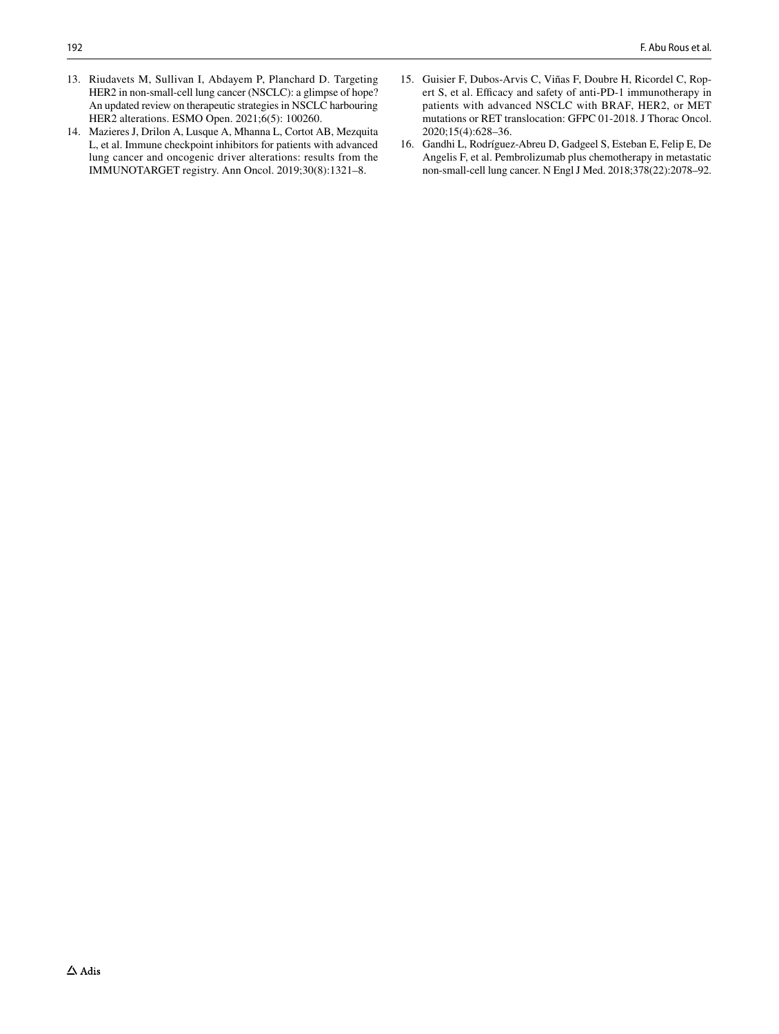13. Riudavets M, Sullivan I, Abdayem P, Planchard D. Targeting HER2 in non-small-cell lung cancer (NSCLC): a glimpse of hope? An updated review on therapeutic strategies in NSCLC harbouring HER2 alterations. ESMO Open. 2021;6(5): 100260.
14. Mazieres J, Drilon A, Lusque A, Mhanna L, Cortot AB, Mezquita L, et al. Immune checkpoint inhibitors for patients with advanced lung cancer and oncogenic driver alterations: results from the IMMUNOTARGET registry. Ann Oncol. 2019;30(8):1321–8.
15. Guisier F, Dubos-Arvis C, Viñas F, Doubre H, Ricordel C, Ropert S, et al. Efficacy and safety of anti-PD-1 immunotherapy in patients with advanced NSCLC with BRAF, HER2, or MET mutations or RET translocation: GFPC 01-2018. J Thorac Oncol. 2020;15(4):628–36.
16. Gandhi L, Rodríguez-Abreu D, Gadgeel S, Esteban E, Felip E, De Angelis F, et al. Pembrolizumab plus chemotherapy in metastatic non-small-cell lung cancer. N Engl J Med. 2018;378(22):2078–92.